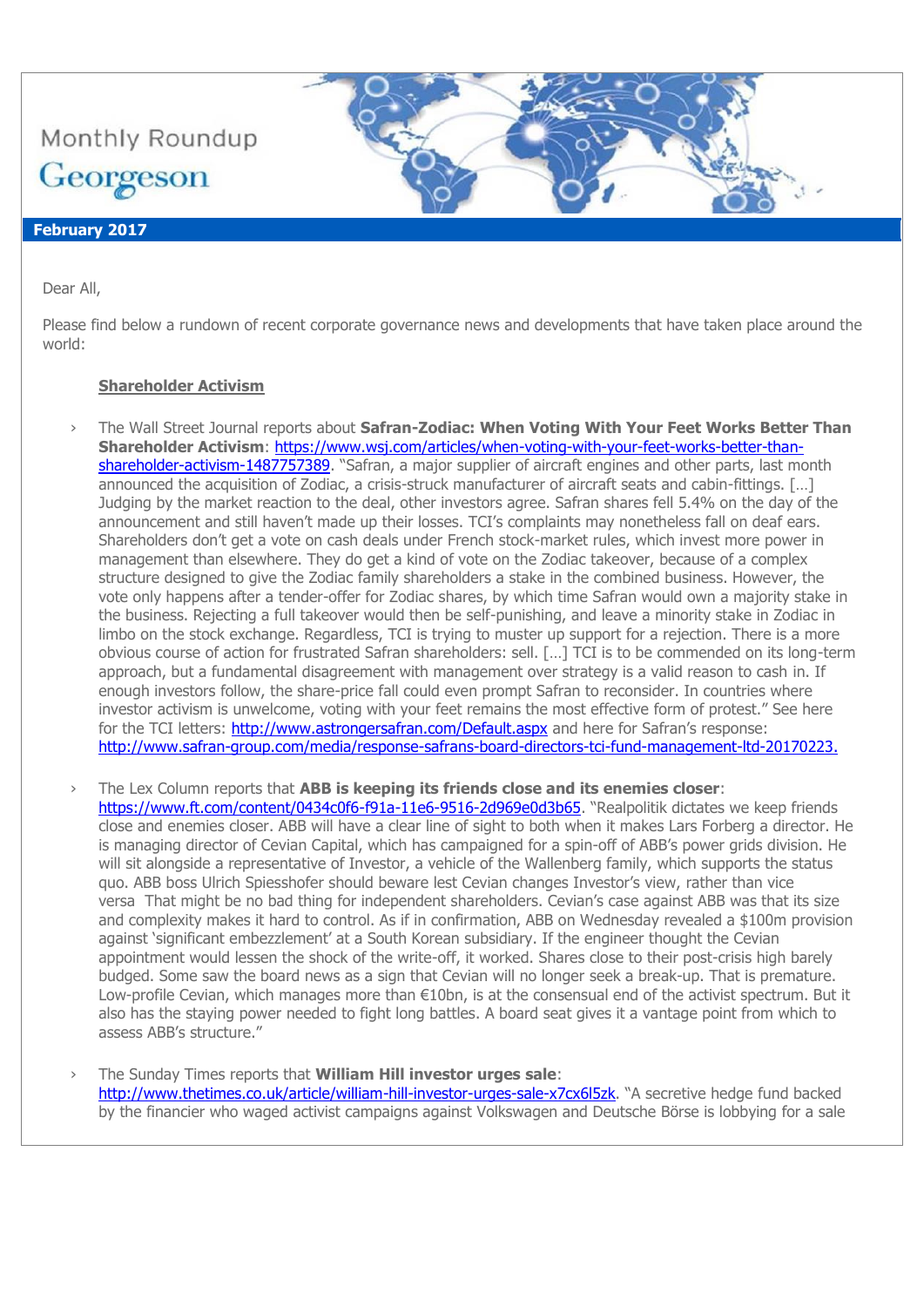Monthly Roundup

Georgeson

**February 2017**

Dear All,

Please find below a rundown of recent corporate governance news and developments that have taken place around the world:

**Shareholder Activism**

- The Wall Street Journal reports about **Safran-Zodiac: When Voting With Your Feet Works Better Than Shareholder Activism**: https://www.wsj.com/articles/when-voting-with-your-feet-works-better-than-shareholder-activism-1487757389. "Safran, a major supplier of aircraft engines and other parts, last month announced the acquisition of Zodiac, a crisis-struck manufacturer of aircraft seats and cabin-fittings. […] Judging by the market reaction to the deal, other investors agree. Safran shares fell 5.4% on the day of the announcement and still haven't made up their losses. TCI's complaints may nonetheless fall on deaf ears. Shareholders don't get a vote on cash deals under French stock-market rules, which invest more power in management than elsewhere. They do get a kind of vote on the Zodiac takeover, because of a complex structure designed to give the Zodiac family shareholders a stake in the combined business. However, the vote only happens after a tender-offer for Zodiac shares, by which time Safran would own a majority stake in the business. Rejecting a full takeover would then be self-punishing, and leave a minority stake in Zodiac in limbo on the stock exchange. Regardless, TCI is trying to muster up support for a rejection. There is a more obvious course of action for frustrated Safran shareholders: sell. […] TCI is to be commended on its long-term approach, but a fundamental disagreement with management over strategy is a valid reason to cash in. If enough investors follow, the share-price fall could even prompt Safran to reconsider. In countries where investor activism is unwelcome, voting with your feet remains the most effective form of protest." See here for the TCI letters: http://www.astrongersafran.com/Default.aspx and here for Safran's response: http://www.safran-group.com/media/response-safrans-board-directors-tci-fund-management-ltd-20170223.

- The Lex Column reports that **ABB is keeping its friends close and its enemies closer**: https://www.ft.com/content/0434c0f6-f91a-11e6-9516-2d969e0d3b65. "Realpolitik dictates we keep friends close and enemies closer. ABB will have a clear line of sight to both when it makes Lars Forberg a director. He is managing director of Cevian Capital, which has campaigned for a spin-off of ABB's power grids division. He will sit alongside a representative of Investor, a vehicle of the Wallenberg family, which supports the status quo. ABB boss Ulrich Spiesshofer should beware lest Cevian changes Investor's view, rather than vice versa  That might be no bad thing for independent shareholders. Cevian's case against ABB was that its size and complexity makes it hard to control. As if in confirmation, ABB on Wednesday revealed a $100m provision against 'significant embezzlement' at a South Korean subsidiary. If the engineer thought the Cevian appointment would lessen the shock of the write-off, it worked. Shares close to their post-crisis high barely budged. Some saw the board news as a sign that Cevian will no longer seek a break-up. That is premature. Low-profile Cevian, which manages more than €10bn, is at the consensual end of the activist spectrum. But it also has the staying power needed to fight long battles. A board seat gives it a vantage point from which to assess ABB's structure."

- The Sunday Times reports that **William Hill investor urges sale**: http://www.thetimes.co.uk/article/william-hill-investor-urges-sale-x7cx6l5zk. "A secretive hedge fund backed by the financier who waged activist campaigns against Volkswagen and Deutsche Börse is lobbying for a sale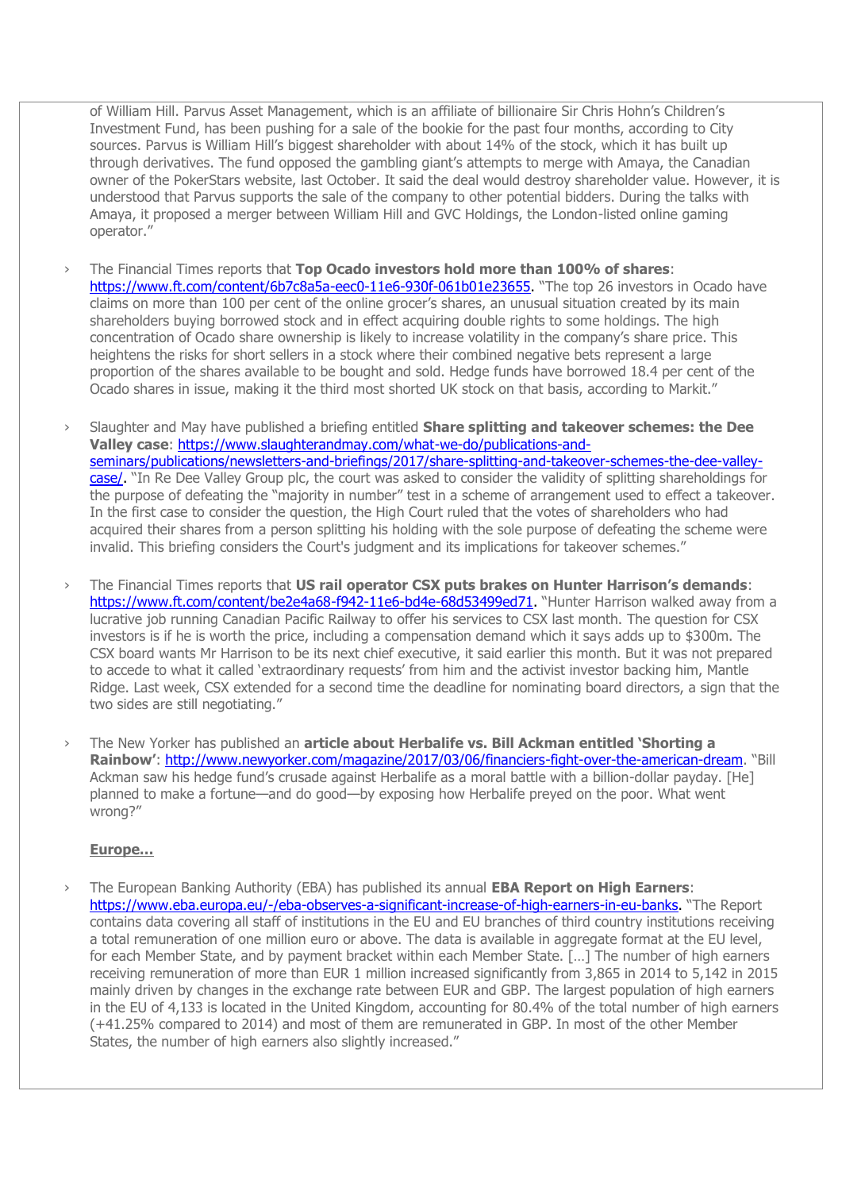of William Hill. Parvus Asset Management, which is an affiliate of billionaire Sir Chris Hohn's Children's Investment Fund, has been pushing for a sale of the bookie for the past four months, according to City sources. Parvus is William Hill's biggest shareholder with about 14% of the stock, which it has built up through derivatives. The fund opposed the gambling giant's attempts to merge with Amaya, the Canadian owner of the PokerStars website, last October. It said the deal would destroy shareholder value. However, it is understood that Parvus supports the sale of the company to other potential bidders. During the talks with Amaya, it proposed a merger between William Hill and GVC Holdings, the London-listed online gaming operator."

- The Financial Times reports that **Top Ocado investors hold more than 100% of shares**: https://www.ft.com/content/6b7c8a5a-eec0-11e6-930f-061b01e23655. "The top 26 investors in Ocado have claims on more than 100 per cent of the online grocer's shares, an unusual situation created by its main shareholders buying borrowed stock and in effect acquiring double rights to some holdings. The high concentration of Ocado share ownership is likely to increase volatility in the company's share price. This heightens the risks for short sellers in a stock where their combined negative bets represent a large proportion of the shares available to be bought and sold. Hedge funds have borrowed 18.4 per cent of the Ocado shares in issue, making it the third most shorted UK stock on that basis, according to Markit."

- Slaughter and May have published a briefing entitled **Share splitting and takeover schemes: the Dee Valley case**: https://www.slaughterandmay.com/what-we-do/publications-and-seminars/publications/newsletters-and-briefings/2017/share-splitting-and-takeover-schemes-the-dee-valley-case/. "In Re Dee Valley Group plc, the court was asked to consider the validity of splitting shareholdings for the purpose of defeating the "majority in number" test in a scheme of arrangement used to effect a takeover. In the first case to consider the question, the High Court ruled that the votes of shareholders who had acquired their shares from a person splitting his holding with the sole purpose of defeating the scheme were invalid. This briefing considers the Court's judgment and its implications for takeover schemes."

- The Financial Times reports that **US rail operator CSX puts brakes on Hunter Harrison's demands**: https://www.ft.com/content/be2e4a68-f942-11e6-bd4e-68d53499ed71. "Hunter Harrison walked away from a lucrative job running Canadian Pacific Railway to offer his services to CSX last month. The question for CSX investors is if he is worth the price, including a compensation demand which it says adds up to $300m. The CSX board wants Mr Harrison to be its next chief executive, it said earlier this month. But it was not prepared to accede to what it called 'extraordinary requests' from him and the activist investor backing him, Mantle Ridge. Last week, CSX extended for a second time the deadline for nominating board directors, a sign that the two sides are still negotiating."

- The New Yorker has published an **article about Herbalife vs. Bill Ackman entitled 'Shorting a Rainbow'**: http://www.newyorker.com/magazine/2017/03/06/financiers-fight-over-the-american-dream. "Bill Ackman saw his hedge fund's crusade against Herbalife as a moral battle with a billion-dollar payday. [He] planned to make a fortune—and do good—by exposing how Herbalife preyed on the poor. What went wrong?"

**Europe...**

- The European Banking Authority (EBA) has published its annual **EBA Report on High Earners**: https://www.eba.europa.eu/-/eba-observes-a-significant-increase-of-high-earners-in-eu-banks. "The Report contains data covering all staff of institutions in the EU and EU branches of third country institutions receiving a total remuneration of one million euro or above. The data is available in aggregate format at the EU level, for each Member State, and by payment bracket within each Member State. [...] The number of high earners receiving remuneration of more than EUR 1 million increased significantly from 3,865 in 2014 to 5,142 in 2015 mainly driven by changes in the exchange rate between EUR and GBP. The largest population of high earners in the EU of 4,133 is located in the United Kingdom, accounting for 80.4% of the total number of high earners (+41.25% compared to 2014) and most of them are remunerated in GBP. In most of the other Member States, the number of high earners also slightly increased."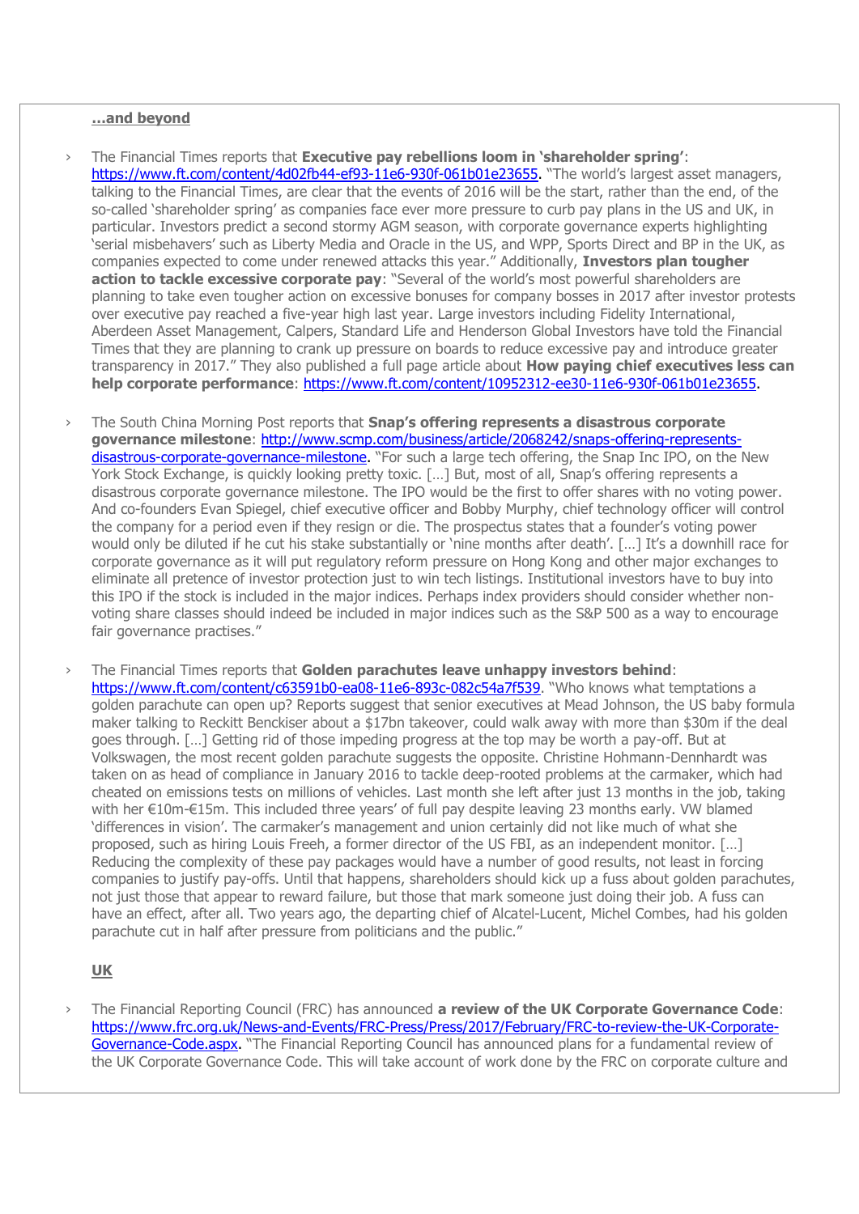**...and beyond**

- The Financial Times reports that **Executive pay rebellions loom in 'shareholder spring'**: https://www.ft.com/content/4d02fb44-ef93-11e6-930f-061b01e23655. "The world's largest asset managers, talking to the Financial Times, are clear that the events of 2016 will be the start, rather than the end, of the so-called 'shareholder spring' as companies face ever more pressure to curb pay plans in the US and UK, in particular. Investors predict a second stormy AGM season, with corporate governance experts highlighting 'serial misbehavers' such as Liberty Media and Oracle in the US, and WPP, Sports Direct and BP in the UK, as companies expected to come under renewed attacks this year." Additionally, **Investors plan tougher action to tackle excessive corporate pay**: "Several of the world's most powerful shareholders are planning to take even tougher action on excessive bonuses for company bosses in 2017 after investor protests over executive pay reached a five-year high last year. Large investors including Fidelity International, Aberdeen Asset Management, Calpers, Standard Life and Henderson Global Investors have told the Financial Times that they are planning to crank up pressure on boards to reduce excessive pay and introduce greater transparency in 2017." They also published a full page article about **How paying chief executives less can help corporate performance**: https://www.ft.com/content/10952312-ee30-11e6-930f-061b01e23655.

- The South China Morning Post reports that **Snap's offering represents a disastrous corporate governance milestone**: http://www.scmp.com/business/article/2068242/snaps-offering-represents-disastrous-corporate-governance-milestone. "For such a large tech offering, the Snap Inc IPO, on the New York Stock Exchange, is quickly looking pretty toxic. […] But, most of all, Snap's offering represents a disastrous corporate governance milestone. The IPO would be the first to offer shares with no voting power. And co-founders Evan Spiegel, chief executive officer and Bobby Murphy, chief technology officer will control the company for a period even if they resign or die. The prospectus states that a founder's voting power would only be diluted if he cut his stake substantially or 'nine months after death'. […] It's a downhill race for corporate governance as it will put regulatory reform pressure on Hong Kong and other major exchanges to eliminate all pretence of investor protection just to win tech listings. Institutional investors have to buy into this IPO if the stock is included in the major indices. Perhaps index providers should consider whether non-voting share classes should indeed be included in major indices such as the S&P 500 as a way to encourage fair governance practises."

- The Financial Times reports that **Golden parachutes leave unhappy investors behind**: https://www.ft.com/content/c63591b0-ea08-11e6-893c-082c54a7f539. "Who knows what temptations a golden parachute can open up? Reports suggest that senior executives at Mead Johnson, the US baby formula maker talking to Reckitt Benckiser about a $17bn takeover, could walk away with more than $30m if the deal goes through. […] Getting rid of those impeding progress at the top may be worth a pay-off. But at Volkswagen, the most recent golden parachute suggests the opposite. Christine Hohmann-Dennhardt was taken on as head of compliance in January 2016 to tackle deep-rooted problems at the carmaker, which had cheated on emissions tests on millions of vehicles. Last month she left after just 13 months in the job, taking with her €10m-€15m. This included three years' of full pay despite leaving 23 months early. VW blamed 'differences in vision'. The carmaker's management and union certainly did not like much of what she proposed, such as hiring Louis Freeh, a former director of the US FBI, as an independent monitor. […] Reducing the complexity of these pay packages would have a number of good results, not least in forcing companies to justify pay-offs. Until that happens, shareholders should kick up a fuss about golden parachutes, not just those that appear to reward failure, but those that mark someone just doing their job. A fuss can have an effect, after all. Two years ago, the departing chief of Alcatel-Lucent, Michel Combes, had his golden parachute cut in half after pressure from politicians and the public."

**UK**

- The Financial Reporting Council (FRC) has announced **a review of the UK Corporate Governance Code**: https://www.frc.org.uk/News-and-Events/FRC-Press/Press/2017/February/FRC-to-review-the-UK-Corporate-Governance-Code.aspx. "The Financial Reporting Council has announced plans for a fundamental review of the UK Corporate Governance Code. This will take account of work done by the FRC on corporate culture and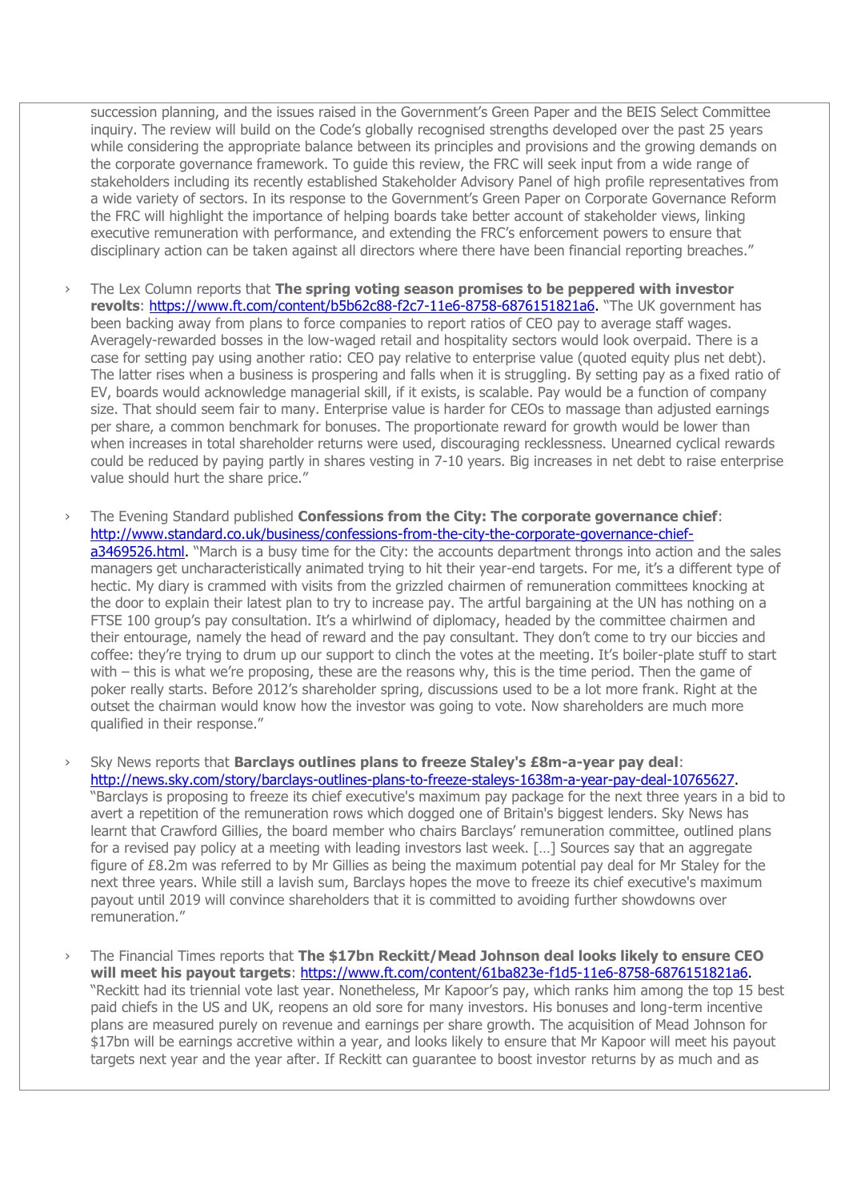succession planning, and the issues raised in the Government's Green Paper and the BEIS Select Committee inquiry. The review will build on the Code's globally recognised strengths developed over the past 25 years while considering the appropriate balance between its principles and provisions and the growing demands on the corporate governance framework. To guide this review, the FRC will seek input from a wide range of stakeholders including its recently established Stakeholder Advisory Panel of high profile representatives from a wide variety of sectors. In its response to the Government's Green Paper on Corporate Governance Reform the FRC will highlight the importance of helping boards take better account of stakeholder views, linking executive remuneration with performance, and extending the FRC's enforcement powers to ensure that disciplinary action can be taken against all directors where there have been financial reporting breaches."

- The Lex Column reports that **The spring voting season promises to be peppered with investor revolts**: https://www.ft.com/content/b5b62c88-f2c7-11e6-8758-6876151821a6. "The UK government has been backing away from plans to force companies to report ratios of CEO pay to average staff wages. Averagely-rewarded bosses in the low-waged retail and hospitality sectors would look overpaid. There is a case for setting pay using another ratio: CEO pay relative to enterprise value (quoted equity plus net debt). The latter rises when a business is prospering and falls when it is struggling. By setting pay as a fixed ratio of EV, boards would acknowledge managerial skill, if it exists, is scalable. Pay would be a function of company size. That should seem fair to many. Enterprise value is harder for CEOs to massage than adjusted earnings per share, a common benchmark for bonuses. The proportionate reward for growth would be lower than when increases in total shareholder returns were used, discouraging recklessness. Unearned cyclical rewards could be reduced by paying partly in shares vesting in 7-10 years. Big increases in net debt to raise enterprise value should hurt the share price."

- The Evening Standard published **Confessions from the City: The corporate governance chief**: http://www.standard.co.uk/business/confessions-from-the-city-the-corporate-governance-chief-a3469526.html. "March is a busy time for the City: the accounts department throngs into action and the sales managers get uncharacteristically animated trying to hit their year-end targets. For me, it's a different type of hectic. My diary is crammed with visits from the grizzled chairmen of remuneration committees knocking at the door to explain their latest plan to try to increase pay. The artful bargaining at the UN has nothing on a FTSE 100 group's pay consultation. It's a whirlwind of diplomacy, headed by the committee chairmen and their entourage, namely the head of reward and the pay consultant. They don't come to try our biccies and coffee: they're trying to drum up our support to clinch the votes at the meeting. It's boiler-plate stuff to start with – this is what we're proposing, these are the reasons why, this is the time period. Then the game of poker really starts. Before 2012's shareholder spring, discussions used to be a lot more frank. Right at the outset the chairman would know how the investor was going to vote. Now shareholders are much more qualified in their response."

- Sky News reports that **Barclays outlines plans to freeze Staley's £8m-a-year pay deal**: http://news.sky.com/story/barclays-outlines-plans-to-freeze-staleys-1638m-a-year-pay-deal-10765627. "Barclays is proposing to freeze its chief executive's maximum pay package for the next three years in a bid to avert a repetition of the remuneration rows which dogged one of Britain's biggest lenders. Sky News has learnt that Crawford Gillies, the board member who chairs Barclays' remuneration committee, outlined plans for a revised pay policy at a meeting with leading investors last week. […] Sources say that an aggregate figure of £8.2m was referred to by Mr Gillies as being the maximum potential pay deal for Mr Staley for the next three years. While still a lavish sum, Barclays hopes the move to freeze its chief executive's maximum payout until 2019 will convince shareholders that it is committed to avoiding further showdowns over remuneration."

- The Financial Times reports that **The $17bn Reckitt/Mead Johnson deal looks likely to ensure CEO will meet his payout targets**: https://www.ft.com/content/61ba823e-f1d5-11e6-8758-6876151821a6. "Reckitt had its triennial vote last year. Nonetheless, Mr Kapoor's pay, which ranks him among the top 15 best paid chiefs in the US and UK, reopens an old sore for many investors. His bonuses and long-term incentive plans are measured purely on revenue and earnings per share growth. The acquisition of Mead Johnson for $17bn will be earnings accretive within a year, and looks likely to ensure that Mr Kapoor will meet his payout targets next year and the year after. If Reckitt can guarantee to boost investor returns by as much and as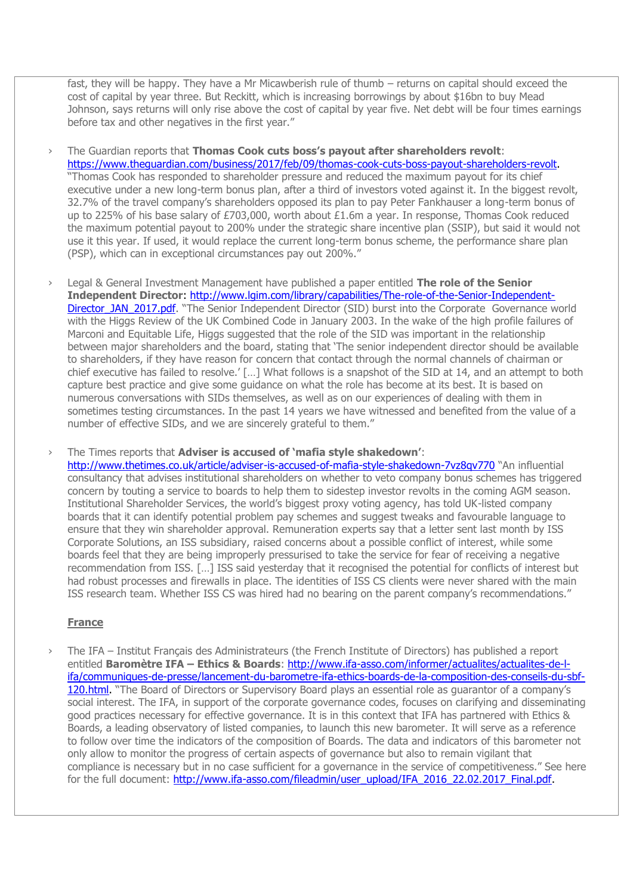fast, they will be happy. They have a Mr Micawberish rule of thumb – returns on capital should exceed the cost of capital by year three. But Reckitt, which is increasing borrowings by about $16bn to buy Mead Johnson, says returns will only rise above the cost of capital by year five. Net debt will be four times earnings before tax and other negatives in the first year."

- The Guardian reports that **Thomas Cook cuts boss's payout after shareholders revolt**: https://www.theguardian.com/business/2017/feb/09/thomas-cook-cuts-boss-payout-shareholders-revolt. "Thomas Cook has responded to shareholder pressure and reduced the maximum payout for its chief executive under a new long-term bonus plan, after a third of investors voted against it. In the biggest revolt, 32.7% of the travel company's shareholders opposed its plan to pay Peter Fankhauser a long-term bonus of up to 225% of his base salary of £703,000, worth about £1.6m a year. In response, Thomas Cook reduced the maximum potential payout to 200% under the strategic share incentive plan (SSIP), but said it would not use it this year. If used, it would replace the current long-term bonus scheme, the performance share plan (PSP), which can in exceptional circumstances pay out 200%."

- Legal & General Investment Management have published a paper entitled **The role of the Senior Independent Director**: http://www.lgim.com/library/capabilities/The-role-of-the-Senior-Independent-Director_JAN_2017.pdf. "The Senior Independent Director (SID) burst into the Corporate Governance world with the Higgs Review of the UK Combined Code in January 2003. In the wake of the high profile failures of Marconi and Equitable Life, Higgs suggested that the role of the SID was important in the relationship between major shareholders and the board, stating that 'The senior independent director should be available to shareholders, if they have reason for concern that contact through the normal channels of chairman or chief executive has failed to resolve.' […] What follows is a snapshot of the SID at 14, and an attempt to both capture best practice and give some guidance on what the role has become at its best. It is based on numerous conversations with SIDs themselves, as well as on our experiences of dealing with them in sometimes testing circumstances. In the past 14 years we have witnessed and benefited from the value of a number of effective SIDs, and we are sincerely grateful to them."

- The Times reports that **Adviser is accused of 'mafia style shakedown'**: http://www.thetimes.co.uk/article/adviser-is-accused-of-mafia-style-shakedown-7vz8qv770 "An influential consultancy that advises institutional shareholders on whether to veto company bonus schemes has triggered concern by touting a service to boards to help them to sidestep investor revolts in the coming AGM season. Institutional Shareholder Services, the world's biggest proxy voting agency, has told UK-listed company boards that it can identify potential problem pay schemes and suggest tweaks and favourable language to ensure that they win shareholder approval. Remuneration experts say that a letter sent last month by ISS Corporate Solutions, an ISS subsidiary, raised concerns about a possible conflict of interest, while some boards feel that they are being improperly pressurised to take the service for fear of receiving a negative recommendation from ISS. […] ISS said yesterday that it recognised the potential for conflicts of interest but had robust processes and firewalls in place. The identities of ISS CS clients were never shared with the main ISS research team. Whether ISS CS was hired had no bearing on the parent company's recommendations."

## France

- The IFA – Institut Français des Administrateurs (the French Institute of Directors) has published a report entitled **Baromètre IFA – Ethics & Boards**: http://www.ifa-asso.com/informer/actualites/actualites-de-l-ifa/communiques-de-presse/lancement-du-barometre-ifa-ethics-boards-de-la-composition-des-conseils-du-sbf-120.html. "The Board of Directors or Supervisory Board plays an essential role as guarantor of a company's social interest. The IFA, in support of the corporate governance codes, focuses on clarifying and disseminating good practices necessary for effective governance. It is in this context that IFA has partnered with Ethics & Boards, a leading observatory of listed companies, to launch this new barometer. It will serve as a reference to follow over time the indicators of the composition of Boards. The data and indicators of this barometer not only allow to monitor the progress of certain aspects of governance but also to remain vigilant that compliance is necessary but in no case sufficient for a governance in the service of competitiveness." See here for the full document: http://www.ifa-asso.com/fileadmin/user_upload/IFA_2016_22.02.2017_Final.pdf.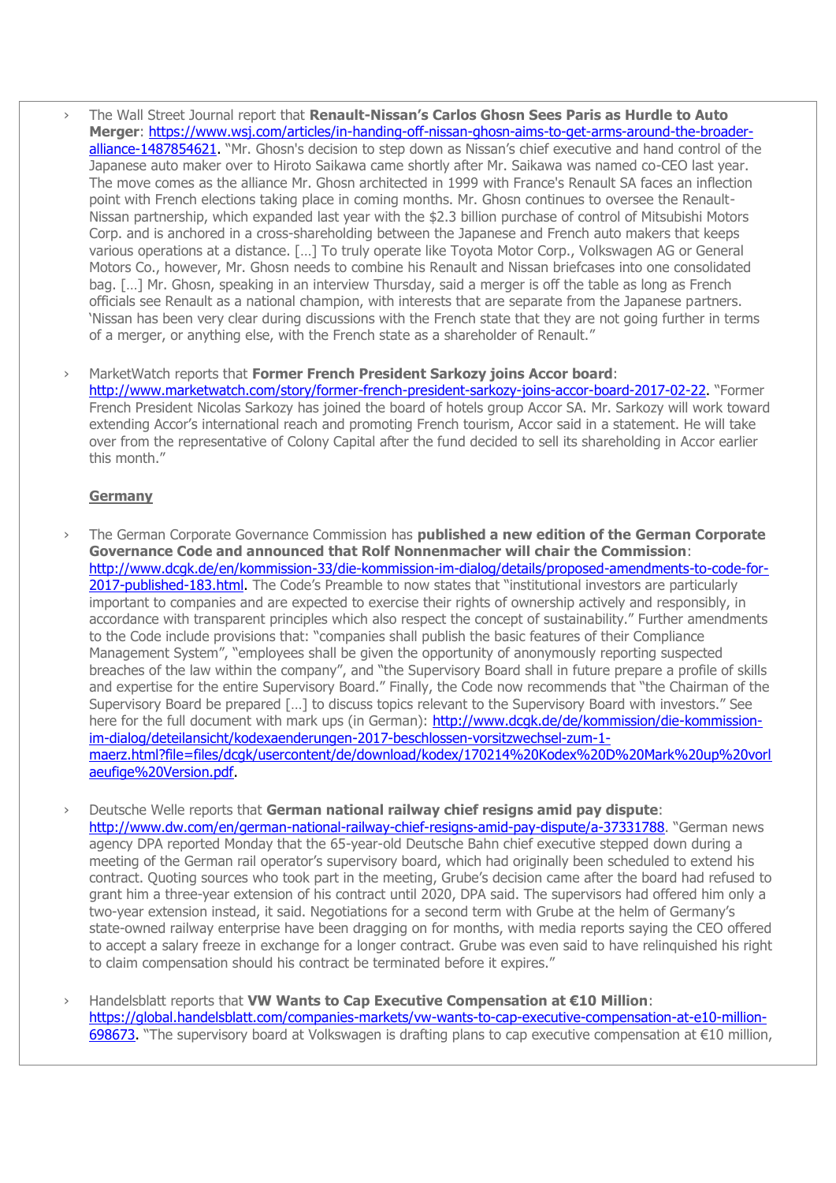- The Wall Street Journal report that **Renault-Nissan's Carlos Ghosn Sees Paris as Hurdle to Auto Merger**: https://www.wsj.com/articles/in-handing-off-nissan-ghosn-aims-to-get-arms-around-the-broader-alliance-1487854621. "Mr. Ghosn's decision to step down as Nissan's chief executive and hand control of the Japanese auto maker over to Hiroto Saikawa came shortly after Mr. Saikawa was named co-CEO last year. The move comes as the alliance Mr. Ghosn architected in 1999 with France's Renault SA faces an inflection point with French elections taking place in coming months. Mr. Ghosn continues to oversee the Renault-Nissan partnership, which expanded last year with the $2.3 billion purchase of control of Mitsubishi Motors Corp. and is anchored in a cross-shareholding between the Japanese and French auto makers that keeps various operations at a distance. […] To truly operate like Toyota Motor Corp., Volkswagen AG or General Motors Co., however, Mr. Ghosn needs to combine his Renault and Nissan briefcases into one consolidated bag. […] Mr. Ghosn, speaking in an interview Thursday, said a merger is off the table as long as French officials see Renault as a national champion, with interests that are separate from the Japanese partners. 'Nissan has been very clear during discussions with the French state that they are not going further in terms of a merger, or anything else, with the French state as a shareholder of Renault."

- MarketWatch reports that **Former French President Sarkozy joins Accor board**: http://www.marketwatch.com/story/former-french-president-sarkozy-joins-accor-board-2017-02-22. "Former French President Nicolas Sarkozy has joined the board of hotels group Accor SA. Mr. Sarkozy will work toward extending Accor's international reach and promoting French tourism, Accor said in a statement. He will take over from the representative of Colony Capital after the fund decided to sell its shareholding in Accor earlier this month."

## Germany

- The German Corporate Governance Commission has **published a new edition of the German Corporate Governance Code and announced that Rolf Nonnenmacher will chair the Commission**: http://www.dcgk.de/en/kommission-33/die-kommission-im-dialog/details/proposed-amendments-to-code-for-2017-published-183.html. The Code's Preamble to now states that "institutional investors are particularly important to companies and are expected to exercise their rights of ownership actively and responsibly, in accordance with transparent principles which also respect the concept of sustainability." Further amendments to the Code include provisions that: "companies shall publish the basic features of their Compliance Management System", "employees shall be given the opportunity of anonymously reporting suspected breaches of the law within the company", and "the Supervisory Board shall in future prepare a profile of skills and expertise for the entire Supervisory Board." Finally, the Code now recommends that "the Chairman of the Supervisory Board be prepared […] to discuss topics relevant to the Supervisory Board with investors." See here for the full document with mark ups (in German): http://www.dcgk.de/de/kommission/die-kommission-im-dialog/deteilansicht/kodexaenderungen-2017-beschlossen-vorsitzwechsel-zum-1-maerz.html?file=files/dcgk/usercontent/de/download/kodex/170214%20Kodex%20D%20Mark%20up%20vorlaeufige%20Version.pdf.

- Deutsche Welle reports that **German national railway chief resigns amid pay dispute**: http://www.dw.com/en/german-national-railway-chief-resigns-amid-pay-dispute/a-37331788. "German news agency DPA reported Monday that the 65-year-old Deutsche Bahn chief executive stepped down during a meeting of the German rail operator's supervisory board, which had originally been scheduled to extend his contract. Quoting sources who took part in the meeting, Grube's decision came after the board had refused to grant him a three-year extension of his contract until 2020, DPA said. The supervisors had offered him only a two-year extension instead, it said. Negotiations for a second term with Grube at the helm of Germany's state-owned railway enterprise have been dragging on for months, with media reports saying the CEO offered to accept a salary freeze in exchange for a longer contract. Grube was even said to have relinquished his right to claim compensation should his contract be terminated before it expires."

- Handelsblatt reports that **VW Wants to Cap Executive Compensation at €10 Million**: https://global.handelsblatt.com/companies-markets/vw-wants-to-cap-executive-compensation-at-e10-million-698673. "The supervisory board at Volkswagen is drafting plans to cap executive compensation at €10 million,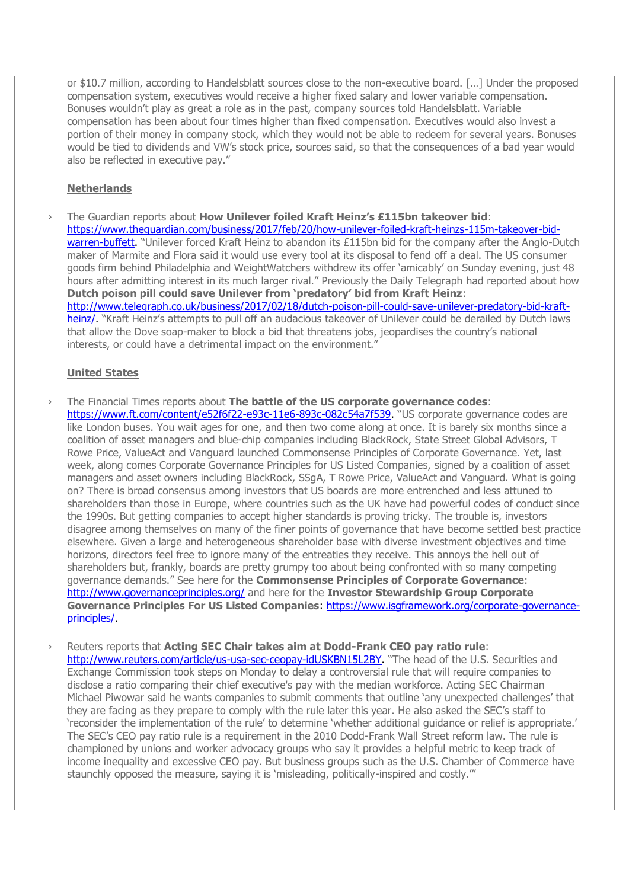or $10.7 million, according to Handelsblatt sources close to the non-executive board. […] Under the proposed compensation system, executives would receive a higher fixed salary and lower variable compensation. Bonuses wouldn't play as great a role as in the past, company sources told Handelsblatt. Variable compensation has been about four times higher than fixed compensation. Executives would also invest a portion of their money in company stock, which they would not be able to redeem for several years. Bonuses would be tied to dividends and VW's stock price, sources said, so that the consequences of a bad year would also be reflected in executive pay."

**Netherlands**

- The Guardian reports about **How Unilever foiled Kraft Heinz's £115bn takeover bid**: https://www.theguardian.com/business/2017/feb/20/how-unilever-foiled-kraft-heinzs-115m-takeover-bid-warren-buffett. "Unilever forced Kraft Heinz to abandon its £115bn bid for the company after the Anglo-Dutch maker of Marmite and Flora said it would use every tool at its disposal to fend off a deal. The US consumer goods firm behind Philadelphia and WeightWatchers withdrew its offer 'amicably' on Sunday evening, just 48 hours after admitting interest in its much larger rival." Previously the Daily Telegraph had reported about how **Dutch poison pill could save Unilever from 'predatory' bid from Kraft Heinz**: http://www.telegraph.co.uk/business/2017/02/18/dutch-poison-pill-could-save-unilever-predatory-bid-kraft-heinz/. "Kraft Heinz's attempts to pull off an audacious takeover of Unilever could be derailed by Dutch laws that allow the Dove soap-maker to block a bid that threatens jobs, jeopardises the country's national interests, or could have a detrimental impact on the environment."

**United States**

- The Financial Times reports about **The battle of the US corporate governance codes**: https://www.ft.com/content/e52f6f22-e93c-11e6-893c-082c54a7f539. "US corporate governance codes are like London buses. You wait ages for one, and then two come along at once. It is barely six months since a coalition of asset managers and blue-chip companies including BlackRock, State Street Global Advisors, T Rowe Price, ValueAct and Vanguard launched Commonsense Principles of Corporate Governance. Yet, last week, along comes Corporate Governance Principles for US Listed Companies, signed by a coalition of asset managers and asset owners including BlackRock, SSgA, T Rowe Price, ValueAct and Vanguard. What is going on? There is broad consensus among investors that US boards are more entrenched and less attuned to shareholders than those in Europe, where countries such as the UK have had powerful codes of conduct since the 1990s. But getting companies to accept higher standards is proving tricky. The trouble is, investors disagree among themselves on many of the finer points of governance that have become settled best practice elsewhere. Given a large and heterogeneous shareholder base with diverse investment objectives and time horizons, directors feel free to ignore many of the entreaties they receive. This annoys the hell out of shareholders but, frankly, boards are pretty grumpy too about being confronted with so many competing governance demands." See here for the **Commonsense Principles of Corporate Governance**: http://www.governanceprinciples.org/ and here for the **Investor Stewardship Group Corporate Governance Principles For US Listed Companies**: https://www.isgframework.org/corporate-governance-principles/.

- Reuters reports that **Acting SEC Chair takes aim at Dodd-Frank CEO pay ratio rule**: http://www.reuters.com/article/us-usa-sec-ceopay-idUSKBN15L2BY. "The head of the U.S. Securities and Exchange Commission took steps on Monday to delay a controversial rule that will require companies to disclose a ratio comparing their chief executive's pay with the median workforce. Acting SEC Chairman Michael Piwowar said he wants companies to submit comments that outline 'any unexpected challenges' that they are facing as they prepare to comply with the rule later this year. He also asked the SEC's staff to 'reconsider the implementation of the rule' to determine 'whether additional guidance or relief is appropriate.' The SEC's CEO pay ratio rule is a requirement in the 2010 Dodd-Frank Wall Street reform law. The rule is championed by unions and worker advocacy groups who say it provides a helpful metric to keep track of income inequality and excessive CEO pay. But business groups such as the U.S. Chamber of Commerce have staunchly opposed the measure, saying it is 'misleading, politically-inspired and costly.'"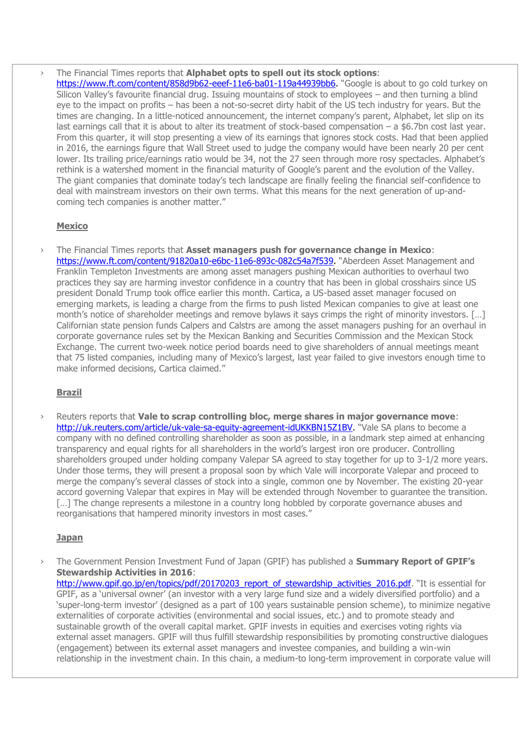- The Financial Times reports that **Alphabet opts to spell out its stock options**: https://www.ft.com/content/858d9b62-eeef-11e6-ba01-119a44939bb6. "Google is about to go cold turkey on Silicon Valley's favourite financial drug. Issuing mountains of stock to employees – and then turning a blind eye to the impact on profits – has been a not-so-secret dirty habit of the US tech industry for years. But the times are changing. In a little-noticed announcement, the internet company's parent, Alphabet, let slip on its last earnings call that it is about to alter its treatment of stock-based compensation – a $6.7bn cost last year. From this quarter, it will stop presenting a view of its earnings that ignores stock costs. Had that been applied in 2016, the earnings figure that Wall Street used to judge the company would have been nearly 20 per cent lower. Its trailing price/earnings ratio would be 34, not the 27 seen through more rosy spectacles. Alphabet's rethink is a watershed moment in the financial maturity of Google's parent and the evolution of the Valley. The giant companies that dominate today's tech landscape are finally feeling the financial self-confidence to deal with mainstream investors on their own terms. What this means for the next generation of up-and-coming tech companies is another matter."

**Mexico**

- The Financial Times reports that **Asset managers push for governance change in Mexico**: https://www.ft.com/content/91820a10-e6bc-11e6-893c-082c54a7f539. "Aberdeen Asset Management and Franklin Templeton Investments are among asset managers pushing Mexican authorities to overhaul two practices they say are harming investor confidence in a country that has been in global crosshairs since US president Donald Trump took office earlier this month. Cartica, a US-based asset manager focused on emerging markets, is leading a charge from the firms to push listed Mexican companies to give at least one month's notice of shareholder meetings and remove bylaws it says crimps the right of minority investors. […] Californian state pension funds Calpers and Calstrs are among the asset managers pushing for an overhaul in corporate governance rules set by the Mexican Banking and Securities Commission and the Mexican Stock Exchange. The current two-week notice period boards need to give shareholders of annual meetings meant that 75 listed companies, including many of Mexico's largest, last year failed to give investors enough time to make informed decisions, Cartica claimed."

**Brazil**

- Reuters reports that **Vale to scrap controlling bloc, merge shares in major governance move**: http://uk.reuters.com/article/uk-vale-sa-equity-agreement-idUKKBN15Z1BV. "Vale SA plans to become a company with no defined controlling shareholder as soon as possible, in a landmark step aimed at enhancing transparency and equal rights for all shareholders in the world's largest iron ore producer. Controlling shareholders grouped under holding company Valepar SA agreed to stay together for up to 3-1/2 more years. Under those terms, they will present a proposal soon by which Vale will incorporate Valepar and proceed to merge the company's several classes of stock into a single, common one by November. The existing 20-year accord governing Valepar that expires in May will be extended through November to guarantee the transition. […] The change represents a milestone in a country long hobbled by corporate governance abuses and reorganisations that hampered minority investors in most cases."

**Japan**

- The Government Pension Investment Fund of Japan (GPIF) has published a **Summary Report of GPIF's Stewardship Activities in 2016**: http://www.gpif.go.jp/en/topics/pdf/20170203_report_of_stewardship_activities_2016.pdf. "It is essential for GPIF, as a 'universal owner' (an investor with a very large fund size and a widely diversified portfolio) and a 'super-long-term investor' (designed as a part of 100 years sustainable pension scheme), to minimize negative externalities of corporate activities (environmental and social issues, etc.) and to promote steady and sustainable growth of the overall capital market. GPIF invests in equities and exercises voting rights via external asset managers. GPIF will thus fulfill stewardship responsibilities by promoting constructive dialogues (engagement) between its external asset managers and investee companies, and building a win-win relationship in the investment chain. In this chain, a medium-to long-term improvement in corporate value will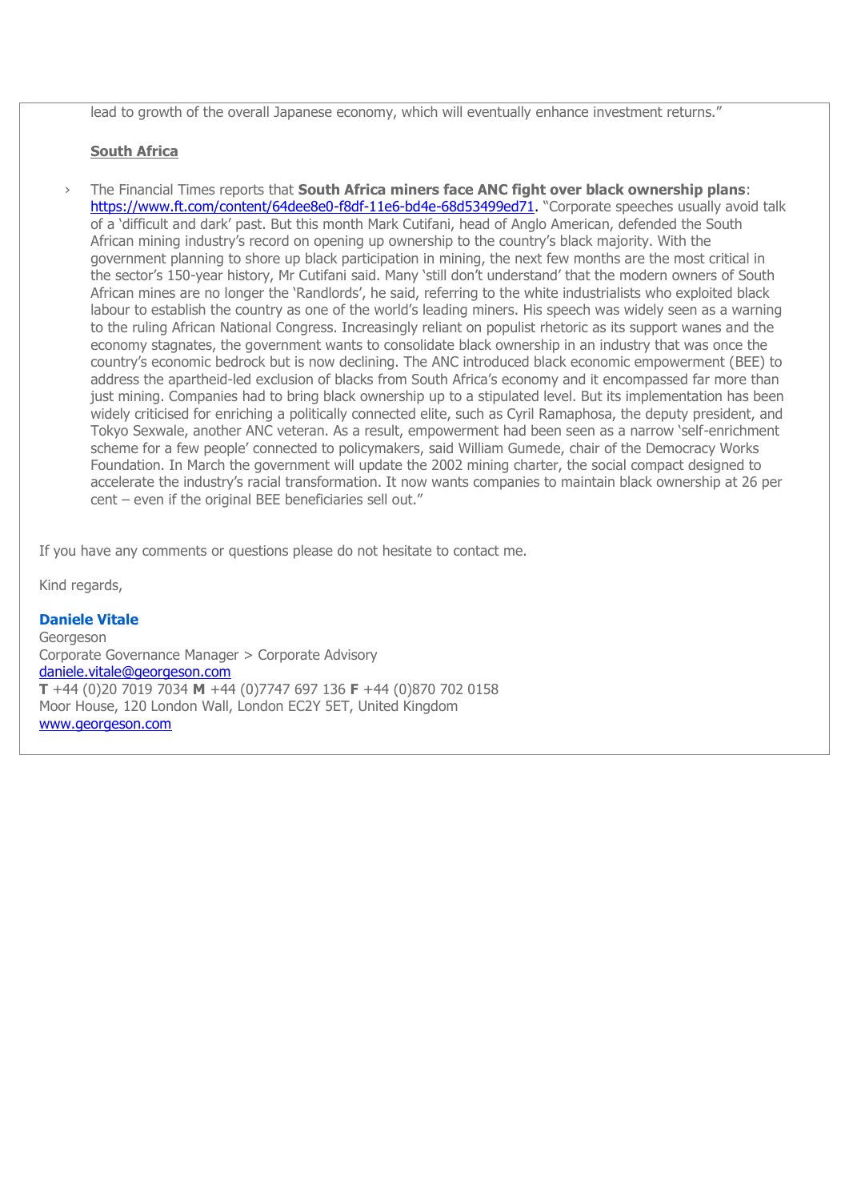lead to growth of the overall Japanese economy, which will eventually enhance investment returns."

**South Africa**

- The Financial Times reports that **South Africa miners face ANC fight over black ownership plans**: https://www.ft.com/content/64dee8e0-f8df-11e6-bd4e-68d53499ed71. "Corporate speeches usually avoid talk of a 'difficult and dark' past. But this month Mark Cutifani, head of Anglo American, defended the South African mining industry's record on opening up ownership to the country's black majority. With the government planning to shore up black participation in mining, the next few months are the most critical in the sector's 150-year history, Mr Cutifani said. Many 'still don't understand' that the modern owners of South African mines are no longer the 'Randlords', he said, referring to the white industrialists who exploited black labour to establish the country as one of the world's leading miners. His speech was widely seen as a warning to the ruling African National Congress. Increasingly reliant on populist rhetoric as its support wanes and the economy stagnates, the government wants to consolidate black ownership in an industry that was once the country's economic bedrock but is now declining. The ANC introduced black economic empowerment (BEE) to address the apartheid-led exclusion of blacks from South Africa's economy and it encompassed far more than just mining. Companies had to bring black ownership up to a stipulated level. But its implementation has been widely criticised for enriching a politically connected elite, such as Cyril Ramaphosa, the deputy president, and Tokyo Sexwale, another ANC veteran. As a result, empowerment had been seen as a narrow 'self-enrichment scheme for a few people' connected to policymakers, said William Gumede, chair of the Democracy Works Foundation. In March the government will update the 2002 mining charter, the social compact designed to accelerate the industry's racial transformation. It now wants companies to maintain black ownership at 26 per cent – even if the original BEE beneficiaries sell out."

If you have any comments or questions please do not hesitate to contact me.

Kind regards,

**Daniele Vitale**
Georgeson
Corporate Governance Manager > Corporate Advisory
daniele.vitale@georgeson.com
**T** +44 (0)20 7019 7034 **M** +44 (0)7747 697 136 **F** +44 (0)870 702 0158
Moor House, 120 London Wall, London EC2Y 5ET, United Kingdom
www.georgeson.com